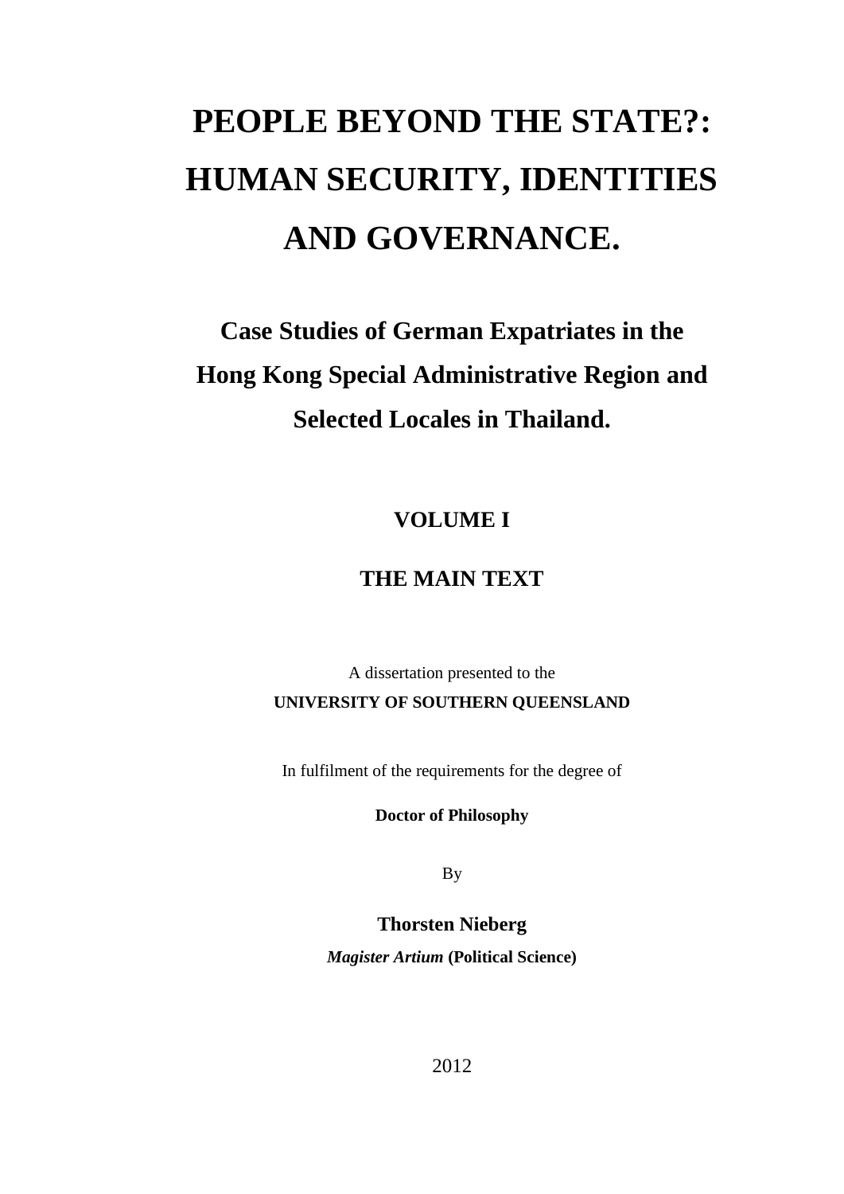# PEOPLE BEYOND THE STATE?: HUMAN SECURITY, IDENTITIES AND GOVERNANCE.

## Case Studies of German Expatriates in the Hong Kong Special Administrative Region and Selected Locales in Thailand.

### VOLUME I

### THE MAIN TEXT

A dissertation presented to the

**UNIVERSITY OF SOUTHERN QUEENSLAND**

In fulfilment of the requirements for the degree of

**Doctor of Philosophy**

By

**Thorsten Nieberg**

***Magister Artium* (Political Science)**

2012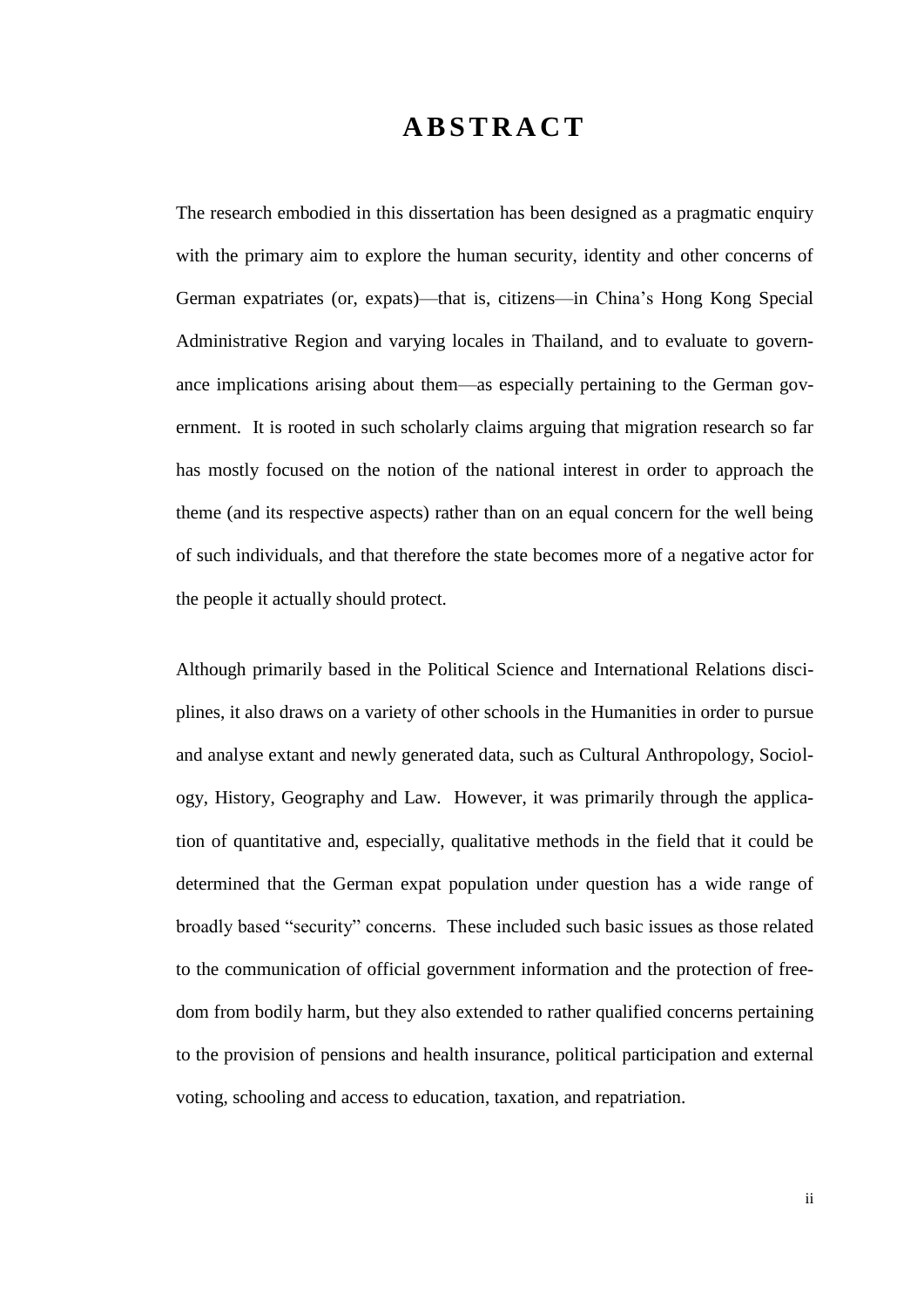# ABSTRACT

The research embodied in this dissertation has been designed as a pragmatic enquiry with the primary aim to explore the human security, identity and other concerns of German expatriates (or, expats)—that is, citizens—in China's Hong Kong Special Administrative Region and varying locales in Thailand, and to evaluate to governance implications arising about them—as especially pertaining to the German government. It is rooted in such scholarly claims arguing that migration research so far has mostly focused on the notion of the national interest in order to approach the theme (and its respective aspects) rather than on an equal concern for the well being of such individuals, and that therefore the state becomes more of a negative actor for the people it actually should protect.

Although primarily based in the Political Science and International Relations disciplines, it also draws on a variety of other schools in the Humanities in order to pursue and analyse extant and newly generated data, such as Cultural Anthropology, Sociology, History, Geography and Law. However, it was primarily through the application of quantitative and, especially, qualitative methods in the field that it could be determined that the German expat population under question has a wide range of broadly based "security" concerns. These included such basic issues as those related to the communication of official government information and the protection of freedom from bodily harm, but they also extended to rather qualified concerns pertaining to the provision of pensions and health insurance, political participation and external voting, schooling and access to education, taxation, and repatriation.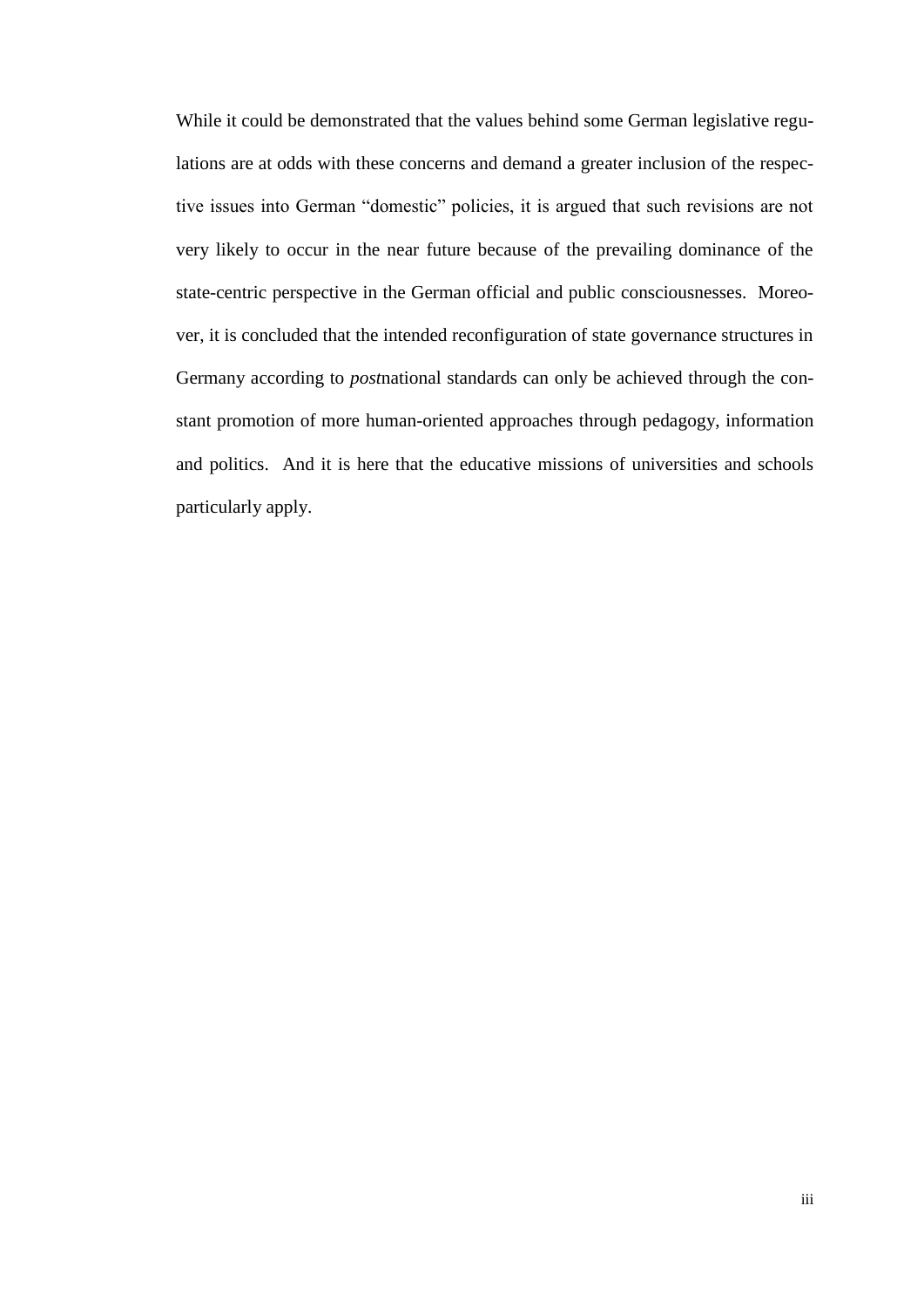While it could be demonstrated that the values behind some German legislative regulations are at odds with these concerns and demand a greater inclusion of the respective issues into German "domestic" policies, it is argued that such revisions are not very likely to occur in the near future because of the prevailing dominance of the state-centric perspective in the German official and public consciousnesses. Moreover, it is concluded that the intended reconfiguration of state governance structures in Germany according to *post*national standards can only be achieved through the constant promotion of more human-oriented approaches through pedagogy, information and politics. And it is here that the educative missions of universities and schools particularly apply.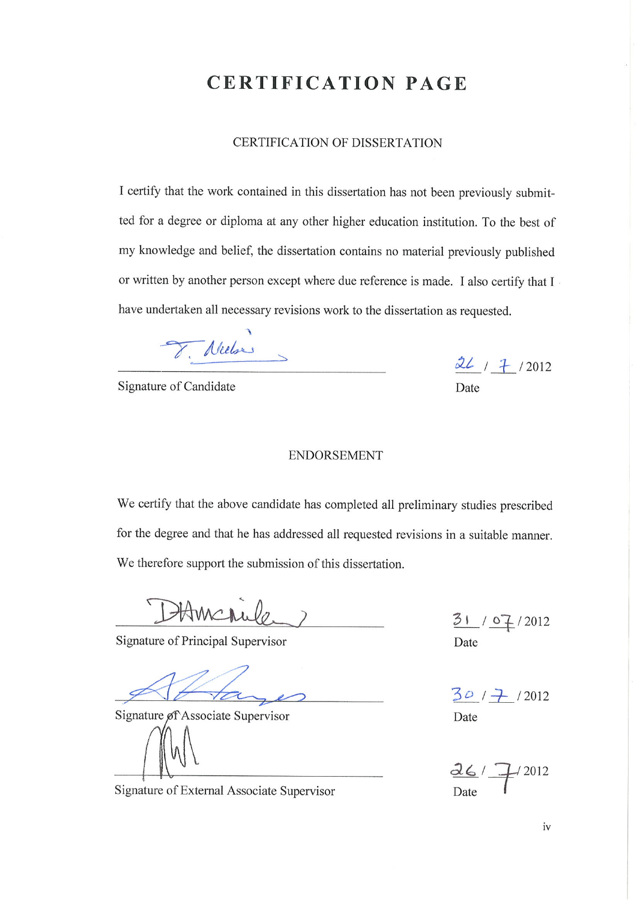# CERTIFICATION PAGE

## CERTIFICATION OF DISSERTATION

I certify that the work contained in this dissertation has not been previously submitted for a degree or diploma at any other higher education institution. To the best of my knowledge and belief, the dissertation contains no material previously published or written by another person except where due reference is made. I also certify that I have undertaken all necessary revisions work to the dissertation as requested.

_______________________________ 26 / 7 / 2012

Signature of Candidate Date

## ENDORSEMENT

We certify that the above candidate has completed all preliminary studies prescribed for the degree and that he has addressed all requested revisions in a suitable manner. We therefore support the submission of this dissertation.

_______________________________ 31 / 07 / 2012

Signature of Principal Supervisor Date

_______________________________ 30 / 7 / 2012

Signature of Associate Supervisor Date

_______________________________ 26 / 7 / 2012

Signature of External Associate Supervisor Date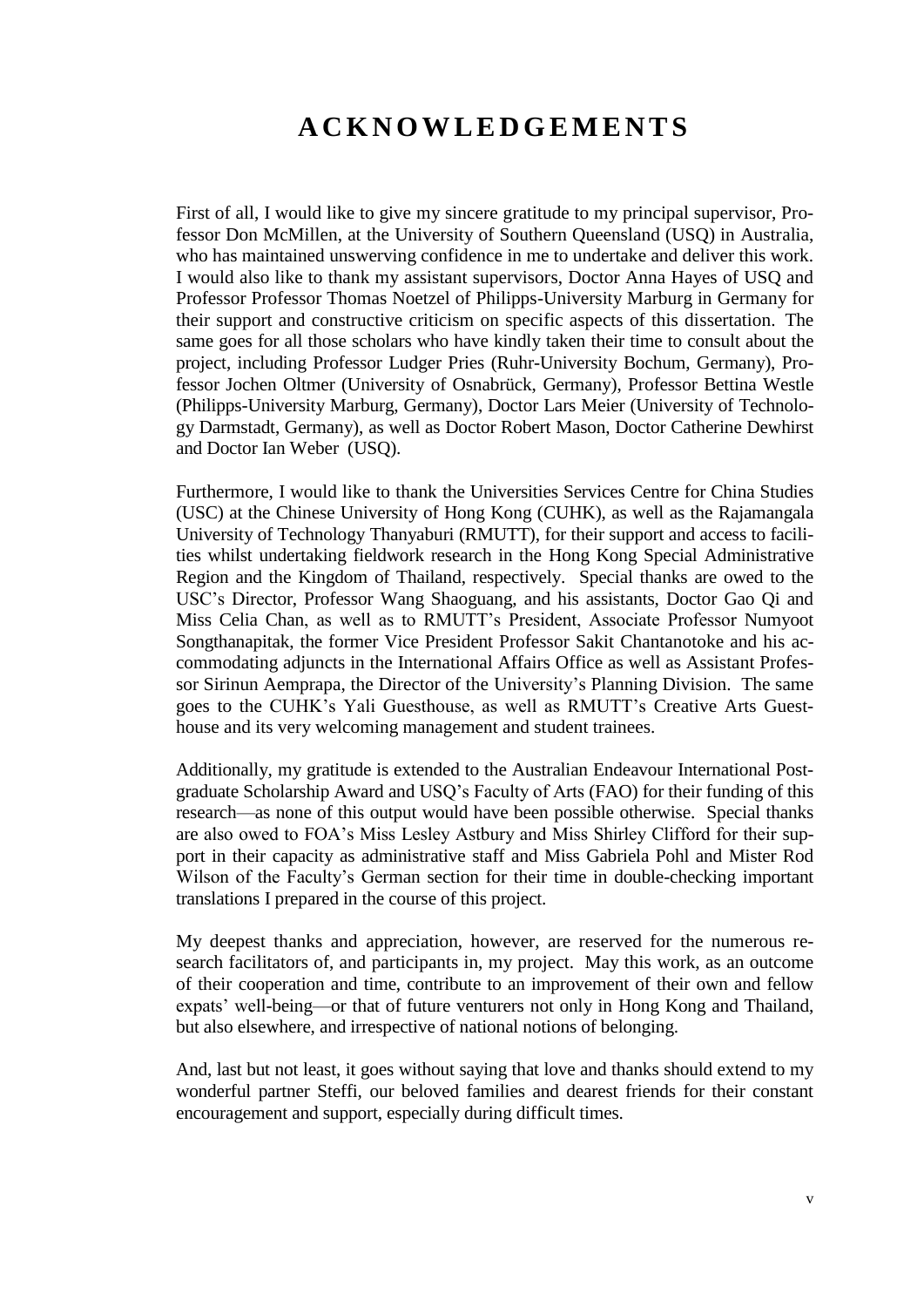# ACKNOWLEDGEMENTS

First of all, I would like to give my sincere gratitude to my principal supervisor, Professor Don McMillen, at the University of Southern Queensland (USQ) in Australia, who has maintained unswerving confidence in me to undertake and deliver this work. I would also like to thank my assistant supervisors, Doctor Anna Hayes of USQ and Professor Professor Thomas Noetzel of Philipps-University Marburg in Germany for their support and constructive criticism on specific aspects of this dissertation. The same goes for all those scholars who have kindly taken their time to consult about the project, including Professor Ludger Pries (Ruhr-University Bochum, Germany), Professor Jochen Oltmer (University of Osnabrück, Germany), Professor Bettina Westle (Philipps-University Marburg, Germany), Doctor Lars Meier (University of Technology Darmstadt, Germany), as well as Doctor Robert Mason, Doctor Catherine Dewhirst and Doctor Ian Weber (USQ).

Furthermore, I would like to thank the Universities Services Centre for China Studies (USC) at the Chinese University of Hong Kong (CUHK), as well as the Rajamangala University of Technology Thanyaburi (RMUTT), for their support and access to facilities whilst undertaking fieldwork research in the Hong Kong Special Administrative Region and the Kingdom of Thailand, respectively. Special thanks are owed to the USC's Director, Professor Wang Shaoguang, and his assistants, Doctor Gao Qi and Miss Celia Chan, as well as to RMUTT's President, Associate Professor Numyoot Songthanapitak, the former Vice President Professor Sakit Chantanotoke and his accommodating adjuncts in the International Affairs Office as well as Assistant Professor Sirinun Aemprapa, the Director of the University's Planning Division. The same goes to the CUHK's Yali Guesthouse, as well as RMUTT's Creative Arts Guesthouse and its very welcoming management and student trainees.

Additionally, my gratitude is extended to the Australian Endeavour International Postgraduate Scholarship Award and USQ's Faculty of Arts (FAO) for their funding of this research—as none of this output would have been possible otherwise. Special thanks are also owed to FOA's Miss Lesley Astbury and Miss Shirley Clifford for their support in their capacity as administrative staff and Miss Gabriela Pohl and Mister Rod Wilson of the Faculty's German section for their time in double-checking important translations I prepared in the course of this project.

My deepest thanks and appreciation, however, are reserved for the numerous research facilitators of, and participants in, my project. May this work, as an outcome of their cooperation and time, contribute to an improvement of their own and fellow expats' well-being—or that of future venturers not only in Hong Kong and Thailand, but also elsewhere, and irrespective of national notions of belonging.

And, last but not least, it goes without saying that love and thanks should extend to my wonderful partner Steffi, our beloved families and dearest friends for their constant encouragement and support, especially during difficult times.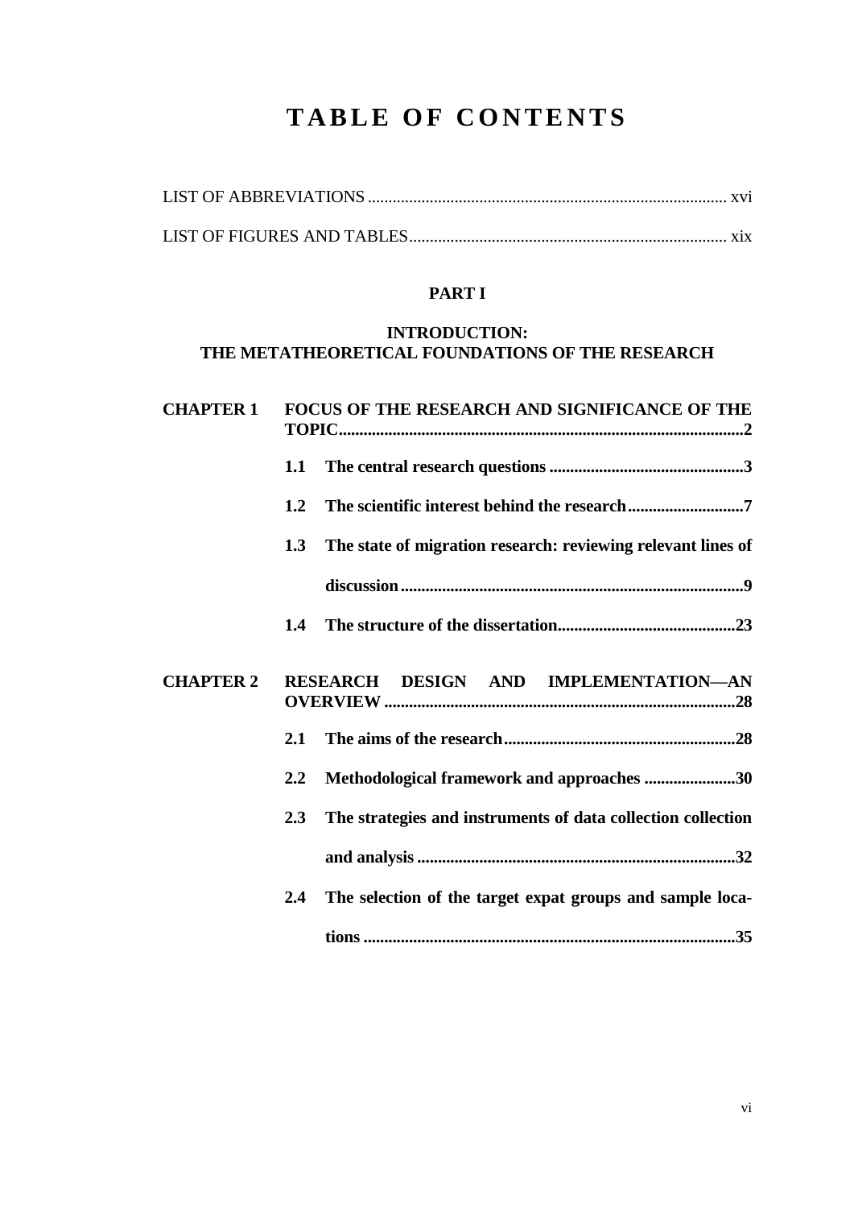# TABLE OF CONTENTS

LIST OF ABBREVIATIONS ..................................................................................... xvi

LIST OF FIGURES AND TABLES ........................................................................... xix

**PART I**

**INTRODUCTION:**
**THE METATHEORETICAL FOUNDATIONS OF THE RESEARCH**

**CHAPTER 1 FOCUS OF THE RESEARCH AND SIGNIFICANCE OF THE TOPIC..............................................................................................2**

**1.1 The central research questions ..............................................3**

**1.2 The scientific interest behind the research............................7**

**1.3 The state of migration research: reviewing relevant lines of discussion..................................................................................9**

**1.4 The structure of the dissertation...........................................23**

**CHAPTER 2 RESEARCH DESIGN AND IMPLEMENTATION—AN OVERVIEW ....................................................................................28**

**2.1 The aims of the research........................................................28**

**2.2 Methodological framework and approaches ......................30**

**2.3 The strategies and instruments of data collection collection and analysis ............................................................................32**

**2.4 The selection of the target expat groups and sample locations .........................................................................................35**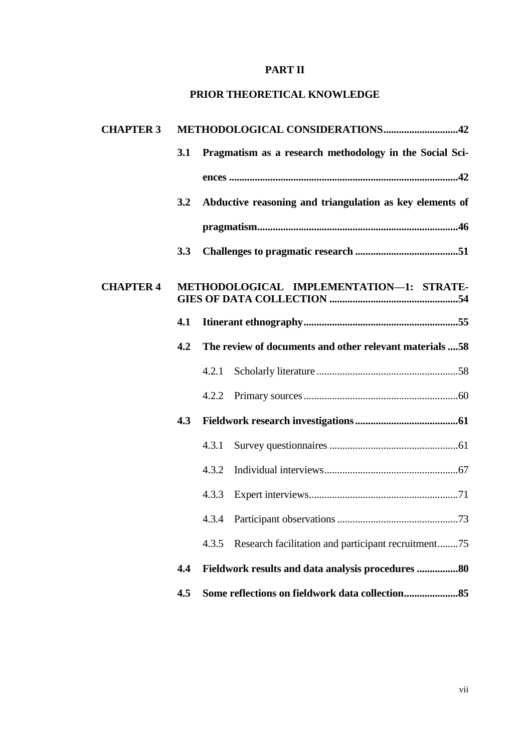# PART II

## PRIOR THEORETICAL KNOWLEDGE

**CHAPTER 3 METHODOLOGICAL CONSIDERATIONS.............................42**

- **3.1 Pragmatism as a research methodology in the Social Sciences .........................................................................................42**
- **3.2 Abductive reasoning and triangulation as key elements of pragmatism..............................................................................46**
- **3.3 Challenges to pragmatic research ........................................51**

**CHAPTER 4 METHODOLOGICAL IMPLEMENTATION—1: STRATEGIES OF DATA COLLECTION ..................................................54**

- **4.1 Itinerant ethnography............................................................55**
- **4.2 The review of documents and other relevant materials ....58**
  - 4.2.1 Scholarly literature .......................................................58
  - 4.2.2 Primary sources............................................................60
- **4.3 Fieldwork research investigations........................................61**
  - 4.3.1 Survey questionnaires ..................................................61
  - 4.3.2 Individual interviews....................................................67
  - 4.3.3 Expert interviews..........................................................71
  - 4.3.4 Participant observations ...............................................73
  - 4.3.5 Research facilitation and participant recruitment........75
- **4.4 Fieldwork results and data analysis procedures ................80**
- **4.5 Some reflections on fieldwork data collection.....................85**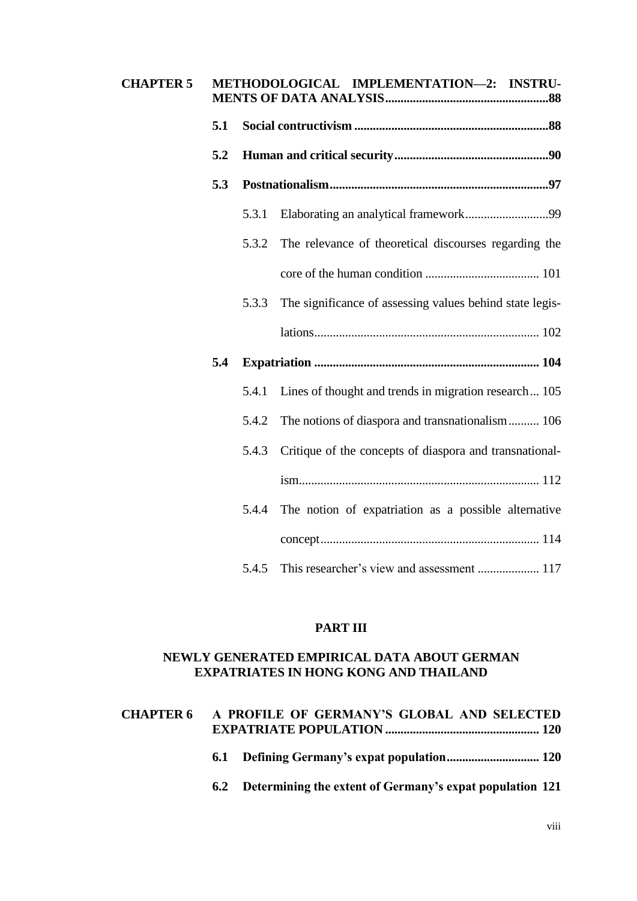**CHAPTER 5 METHODOLOGICAL IMPLEMENTATION—2: INSTRUMENTS OF DATA ANALYSIS....................................................88**

**5.1 Social contructivism ..............................................................88**

**5.2 Human and critical security..................................................90**

**5.3 Postnationalism......................................................................97**

5.3.1 Elaborating an analytical framework...........................99

5.3.2 The relevance of theoretical discourses regarding the core of the human condition .................................... 101

5.3.3 The significance of assessing values behind state legislations........................................................................ 102

**5.4 Expatriation ........................................................................ 104**

5.4.1 Lines of thought and trends in migration research... 105

5.4.2 The notions of diaspora and transnationalism.......... 106

5.4.3 Critique of the concepts of diaspora and transnationalism............................................................................ 112

5.4.4 The notion of expatriation as a possible alternative concept...................................................................... 114

5.4.5 This researcher's view and assessment .................... 117

**PART III**

**NEWLY GENERATED EMPIRICAL DATA ABOUT GERMAN EXPATRIATES IN HONG KONG AND THAILAND**

**CHAPTER 6 A PROFILE OF GERMANY'S GLOBAL AND SELECTED EXPATRIATE POPULATION ................................................. 120**

**6.1 Defining Germany's expat population............................. 120**

**6.2 Determining the extent of Germany's expat population 121**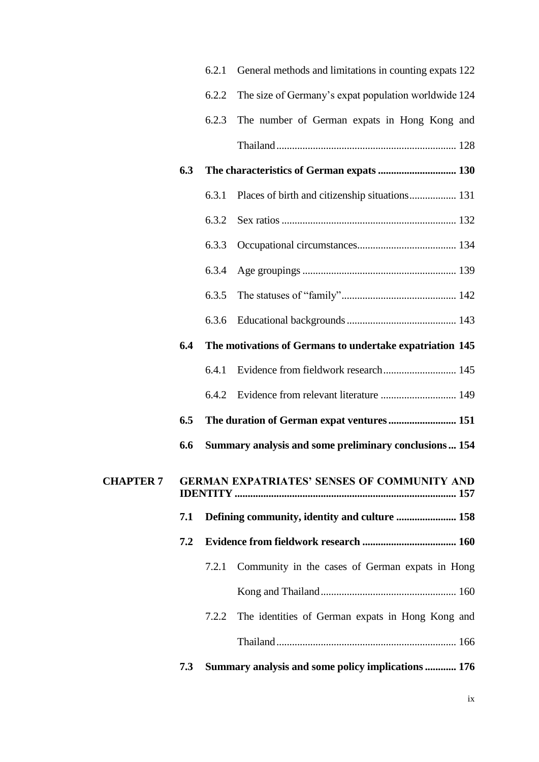6.2.1 General methods and limitations in counting expats 122

6.2.2 The size of Germany's expat population worldwide 124

6.2.3 The number of German expats in Hong Kong and Thailand ........................................................................ 128

**6.3 The characteristics of German expats .............................. 130**

6.3.1 Places of birth and citizenship situations.................. 131

6.3.2 Sex ratios .................................................................. 132

6.3.3 Occupational circumstances...................................... 134

6.3.4 Age groupings ........................................................... 139

6.3.5 The statuses of "family"............................................ 142

6.3.6 Educational backgrounds .......................................... 143

**6.4 The motivations of Germans to undertake expatriation 145**

6.4.1 Evidence from fieldwork research............................ 145

6.4.2 Evidence from relevant literature ............................. 149

**6.5 The duration of German expat ventures.......................... 151**

**6.6 Summary analysis and some preliminary conclusions ... 154**

**CHAPTER 7 GERMAN EXPATRIATES' SENSES OF COMMUNITY AND IDENTITY ..................................................................................... 157**

**7.1 Defining community, identity and culture ....................... 158**

**7.2 Evidence from fieldwork research .................................... 160**

7.2.1 Community in the cases of German expats in Hong Kong and Thailand.................................................... 160

7.2.2 The identities of German expats in Hong Kong and Thailand ..................................................................... 166

**7.3 Summary analysis and some policy implications ............ 176**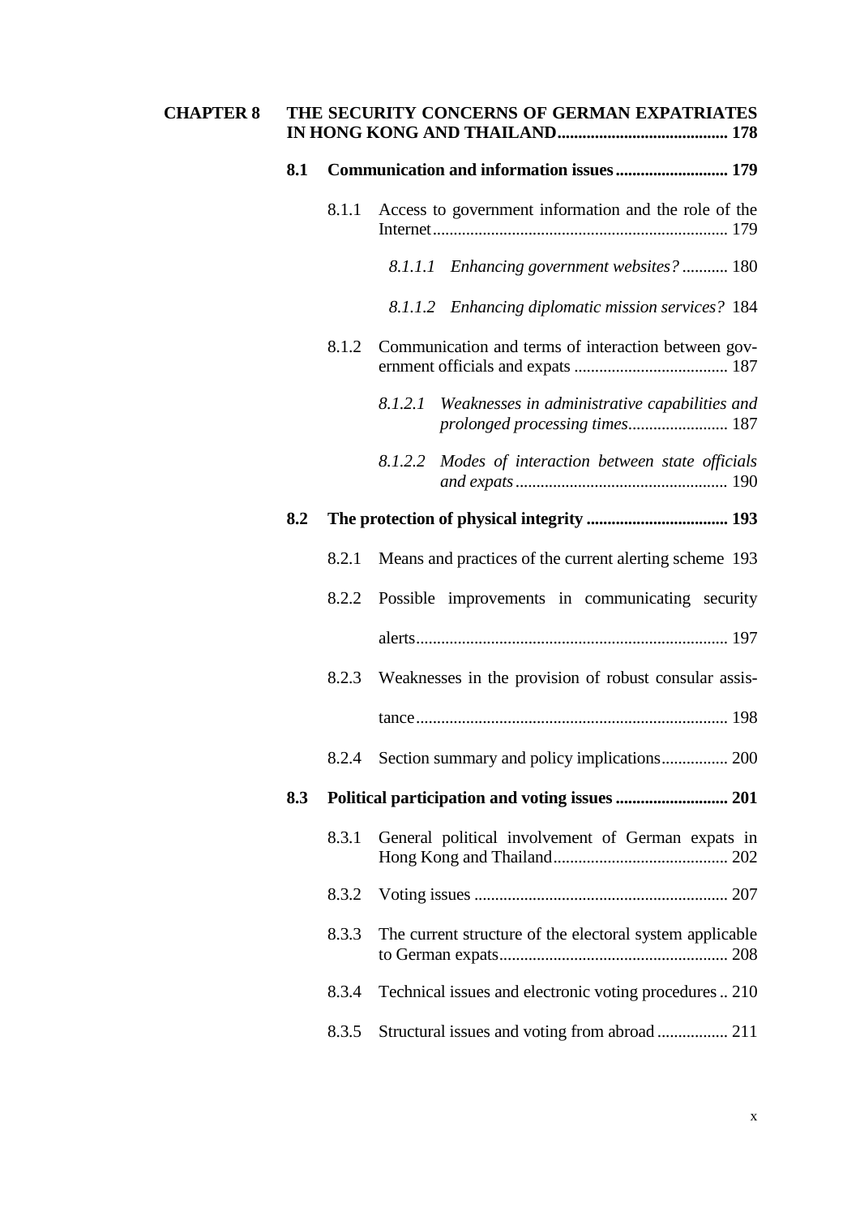**CHAPTER 8 THE SECURITY CONCERNS OF GERMAN EXPATRIATES IN HONG KONG AND THAILAND ........................................ 178**

**8.1 Communication and information issues .......................... 179**

8.1.1 Access to government information and the role of the Internet ...................................................................... 179

*8.1.1.1 Enhancing government websites?* ........... 180

*8.1.1.2 Enhancing diplomatic mission services?* 184

8.1.2 Communication and terms of interaction between government officials and expats .................................... 187

*8.1.2.1 Weaknesses in administrative capabilities and prolonged processing times* ........................ 187

*8.1.2.2 Modes of interaction between state officials and expats* .................................................. 190

**8.2 The protection of physical integrity .................................. 193**

8.2.1 Means and practices of the current alerting scheme 193

8.2.2 Possible improvements in communicating security alerts .......................................................................... 197

8.2.3 Weaknesses in the provision of robust consular assistance .......................................................................... 198

8.2.4 Section summary and policy implications ................ 200

**8.3 Political participation and voting issues .......................... 201**

8.3.1 General political involvement of German expats in Hong Kong and Thailand .......................................... 202

8.3.2 Voting issues ............................................................ 207

8.3.3 The current structure of the electoral system applicable to German expats ...................................................... 208

8.3.4 Technical issues and electronic voting procedures .. 210

8.3.5 Structural issues and voting from abroad ................. 211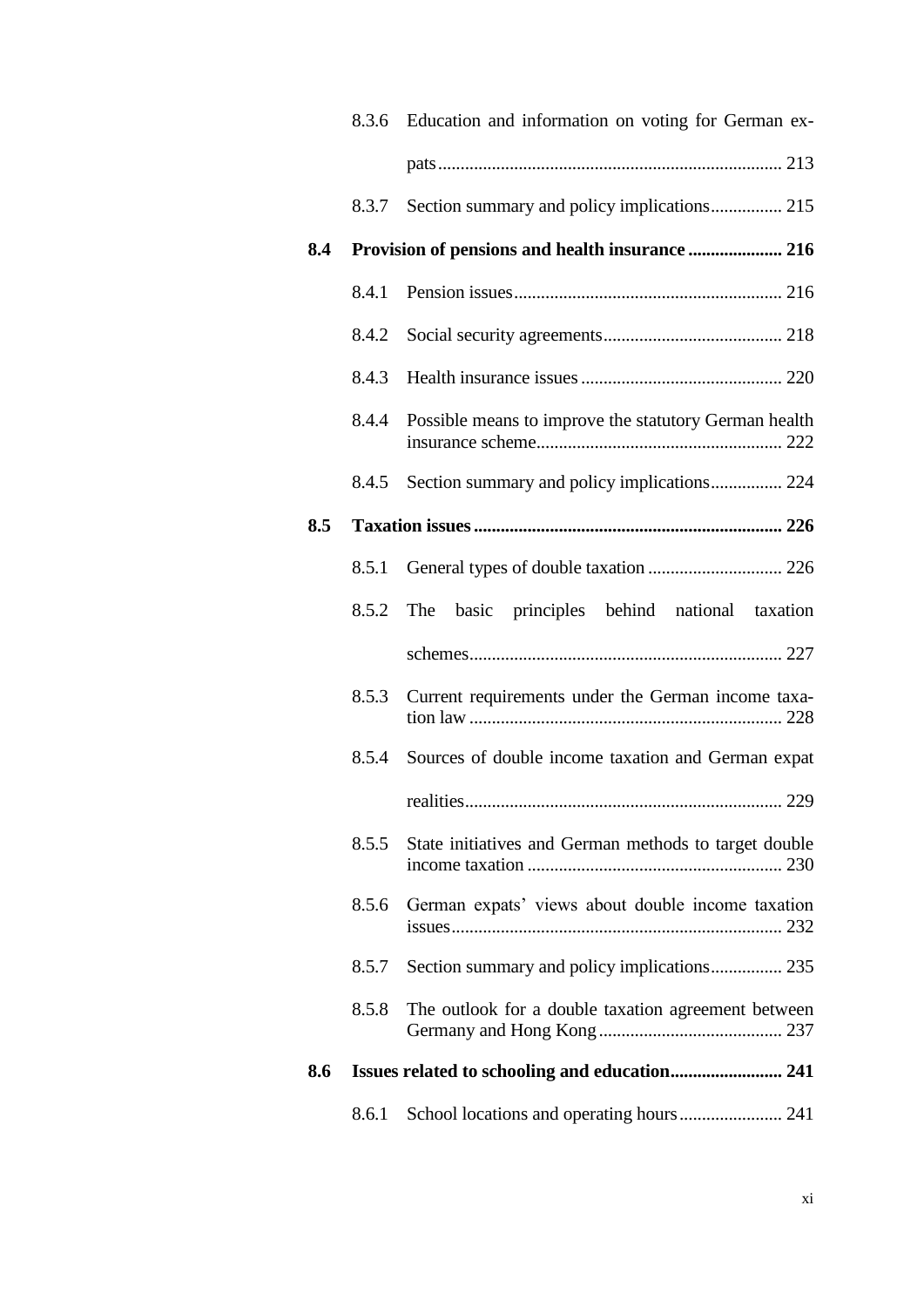8.3.6 Education and information on voting for German expats ........ 213

8.3.7 Section summary and policy implications ........ 215

**8.4 Provision of pensions and health insurance ........ 216**

8.4.1 Pension issues ........ 216

8.4.2 Social security agreements ........ 218

8.4.3 Health insurance issues ........ 220

8.4.4 Possible means to improve the statutory German health insurance scheme ........ 222

8.4.5 Section summary and policy implications ........ 224

**8.5 Taxation issues ........ 226**

8.5.1 General types of double taxation ........ 226

8.5.2 The basic principles behind national taxation schemes ........ 227

8.5.3 Current requirements under the German income taxation law ........ 228

8.5.4 Sources of double income taxation and German expat realities ........ 229

8.5.5 State initiatives and German methods to target double income taxation ........ 230

8.5.6 German expats' views about double income taxation issues ........ 232

8.5.7 Section summary and policy implications ........ 235

8.5.8 The outlook for a double taxation agreement between Germany and Hong Kong ........ 237

**8.6 Issues related to schooling and education ........ 241**

8.6.1 School locations and operating hours ........ 241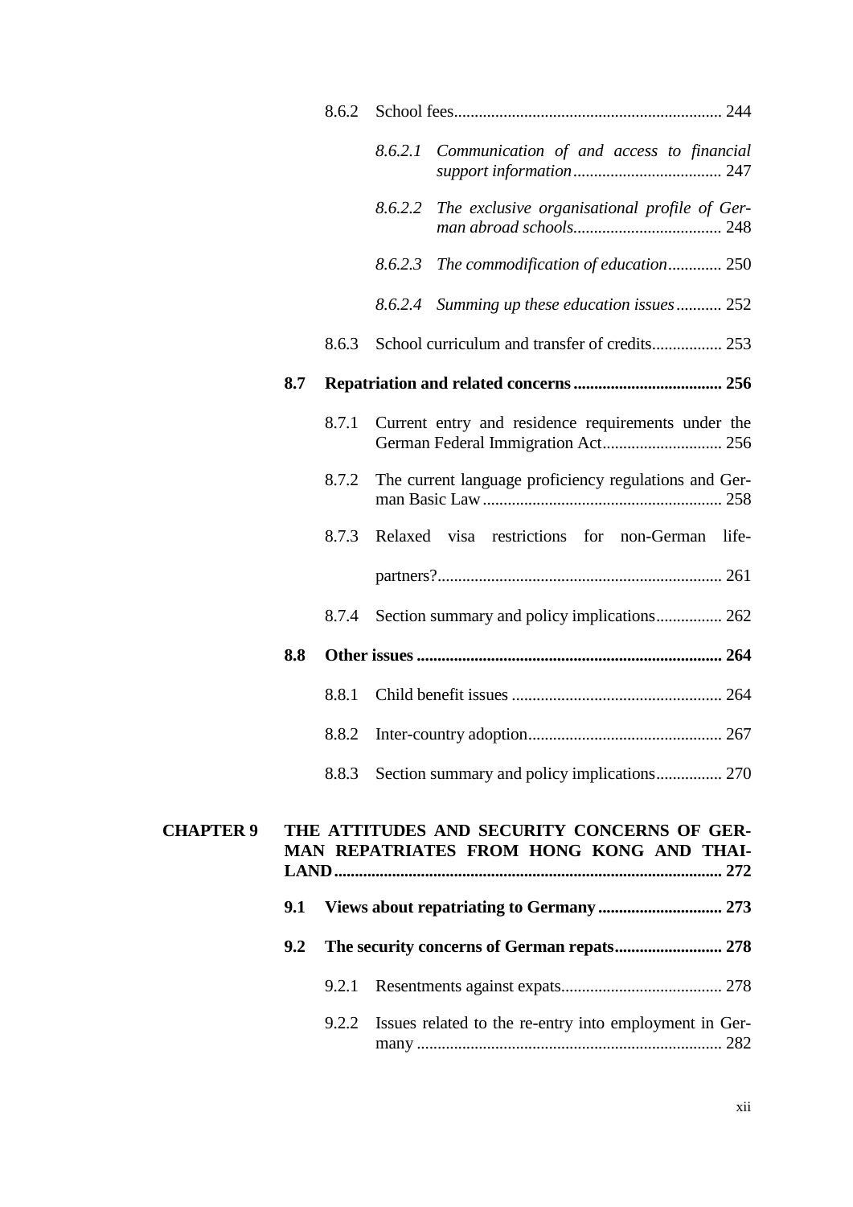8.6.2 School fees ... 244

*8.6.2.1 Communication of and access to financial support information* ... 247

*8.6.2.2 The exclusive organisational profile of German abroad schools* ... 248

*8.6.2.3 The commodification of education* ... 250

*8.6.2.4 Summing up these education issues* ... 252

8.6.3 School curriculum and transfer of credits ... 253

**8.7 Repatriation and related concerns ... 256**

8.7.1 Current entry and residence requirements under the German Federal Immigration Act ... 256

8.7.2 The current language proficiency regulations and German Basic Law ... 258

8.7.3 Relaxed visa restrictions for non-German life-partners? ... 261

8.7.4 Section summary and policy implications ... 262

**8.8 Other issues ... 264**

8.8.1 Child benefit issues ... 264

8.8.2 Inter-country adoption ... 267

8.8.3 Section summary and policy implications ... 270

**CHAPTER 9 THE ATTITUDES AND SECURITY CONCERNS OF GERMAN REPATRIATES FROM HONG KONG AND THAILAND ... 272**

**9.1 Views about repatriating to Germany ... 273**

**9.2 The security concerns of German repats ... 278**

9.2.1 Resentments against expats ... 278

9.2.2 Issues related to the re-entry into employment in Germany ... 282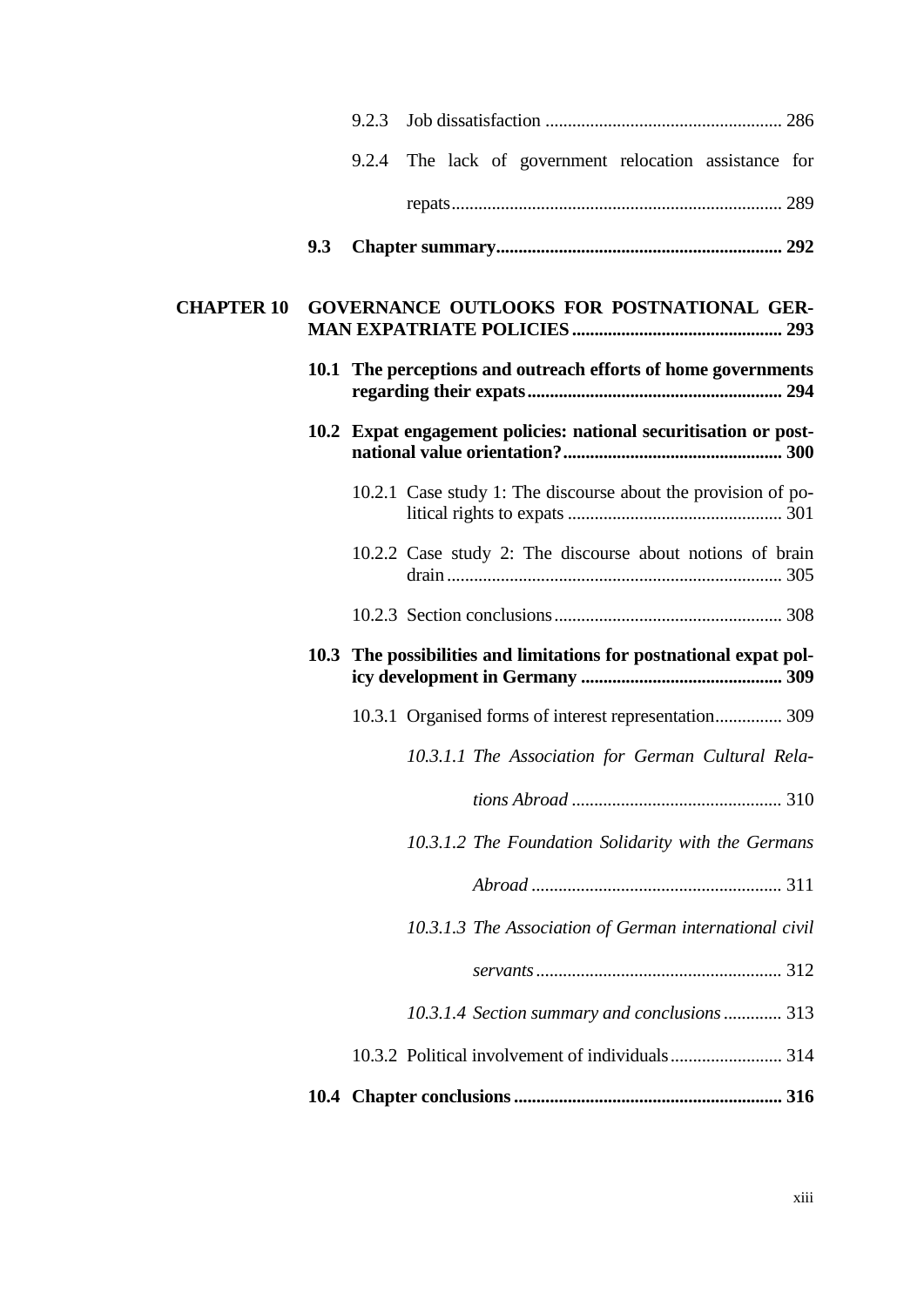9.2.3 Job dissatisfaction ..................................................... 286

9.2.4 The lack of government relocation assistance for repats.......................................................................... 289

**9.3 Chapter summary................................................................ 292**

**CHAPTER 10 GOVERNANCE OUTLOOKS FOR POSTNATIONAL GERMAN EXPATRIATE POLICIES............................................... 293**

**10.1 The perceptions and outreach efforts of home governments regarding their expats......................................................... 294**

**10.2 Expat engagement policies: national securitisation or postnational value orientation?................................................. 300**

10.2.1 Case study 1: The discourse about the provision of political rights to expats ................................................ 301

10.2.2 Case study 2: The discourse about notions of brain drain........................................................................... 305

10.2.3 Section conclusions................................................... 308

**10.3 The possibilities and limitations for postnational expat policy development in Germany ............................................. 309**

10.3.1 Organised forms of interest representation............... 309

*10.3.1.1 The Association for German Cultural Relations Abroad* ............................................... 310

*10.3.1.2 The Foundation Solidarity with the Germans Abroad* ........................................................ 311

*10.3.1.3 The Association of German international civil servants*....................................................... 312

*10.3.1.4 Section summary and conclusions* ............. 313

10.3.2 Political involvement of individuals......................... 314

**10.4 Chapter conclusions............................................................ 316**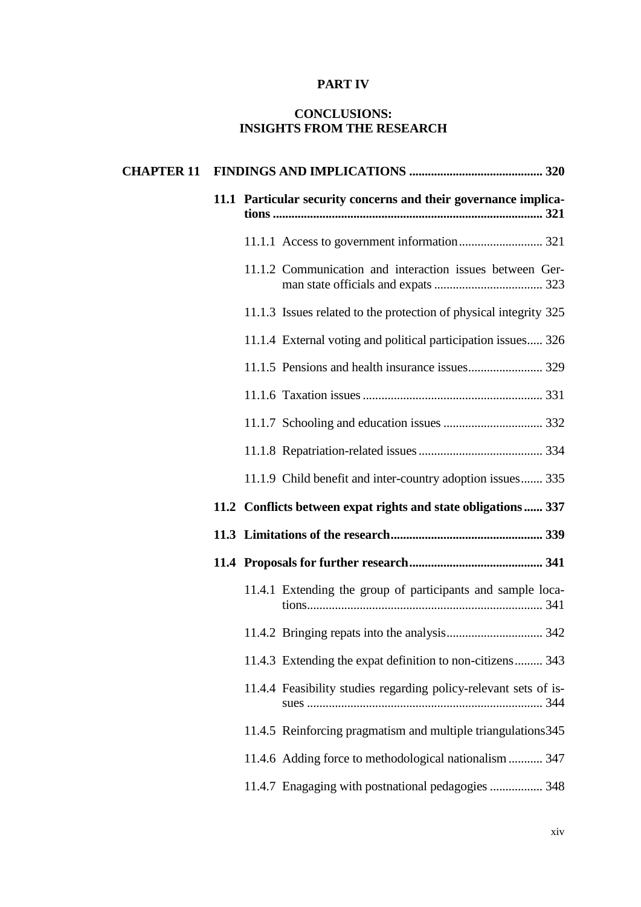**PART IV**

**CONCLUSIONS: INSIGHTS FROM THE RESEARCH**

**CHAPTER 11 FINDINGS AND IMPLICATIONS .......................................... 320**

**11.1 Particular security concerns and their governance implications ....................................................................................... 321**

11.1.1 Access to government information........................... 321

11.1.2 Communication and interaction issues between German state officials and expats .................................. 323

11.1.3 Issues related to the protection of physical integrity 325

11.1.4 External voting and political participation issues..... 326

11.1.5 Pensions and health insurance issues........................ 329

11.1.6 Taxation issues .......................................................... 331

11.1.7 Schooling and education issues ................................ 332

11.1.8 Repatriation-related issues........................................ 334

11.1.9 Child benefit and inter-country adoption issues....... 335

**11.2 Conflicts between expat rights and state obligations...... 337**

**11.3 Limitations of the research................................................ 339**

**11.4 Proposals for further research.......................................... 341**

11.4.1 Extending the group of participants and sample locations........................................................................... 341

11.4.2 Bringing repats into the analysis............................... 342

11.4.3 Extending the expat definition to non-citizens......... 343

11.4.4 Feasibility studies regarding policy-relevant sets of issues ........................................................................... 344

11.4.5 Reinforcing pragmatism and multiple triangulations345

11.4.6 Adding force to methodological nationalism ........... 347

11.4.7 Enagaging with postnational pedagogies ................. 348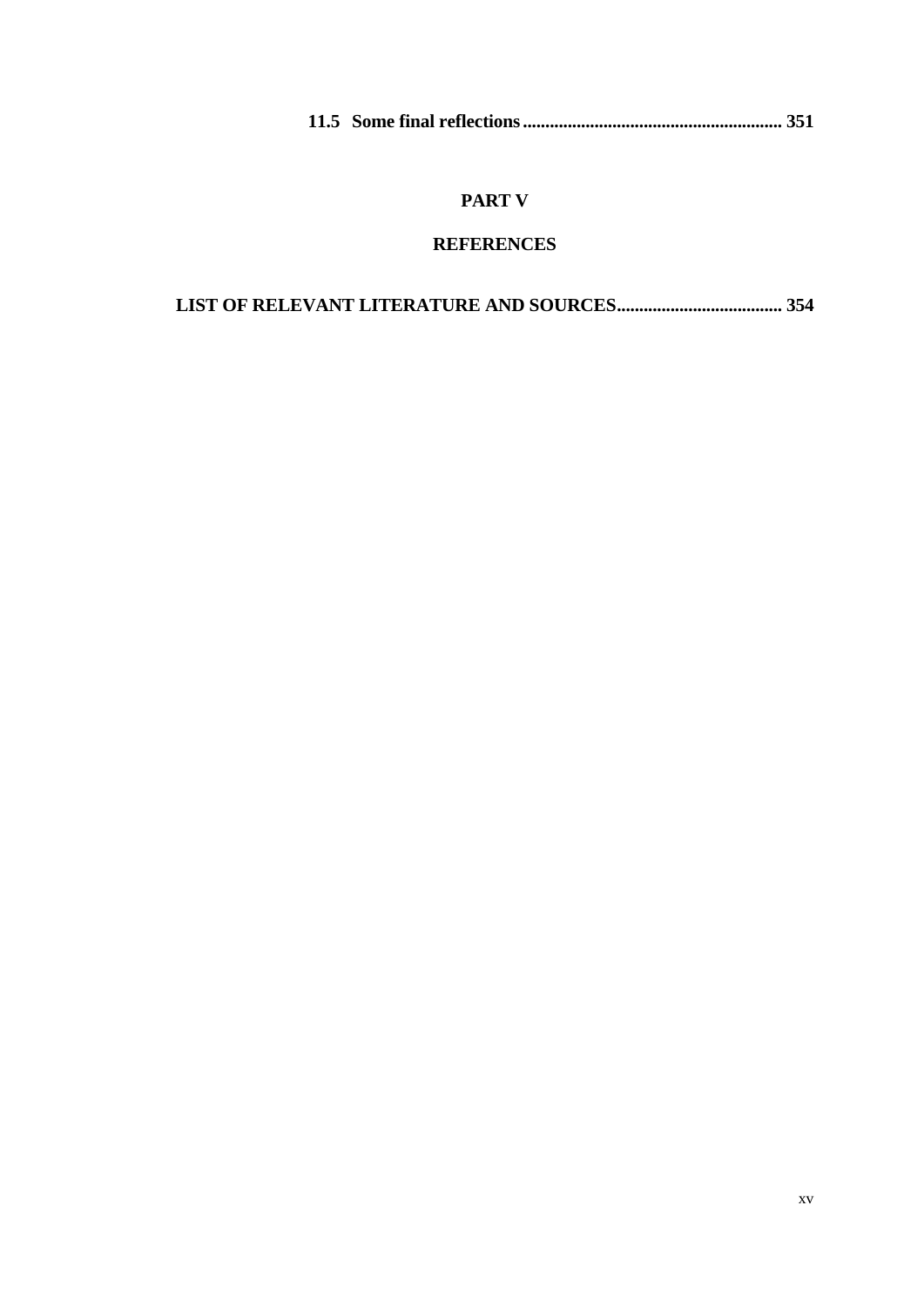**11.5 Some final reflections ........................................................... 351**

## PART V

## REFERENCES

**LIST OF RELEVANT LITERATURE AND SOURCES..................................... 354**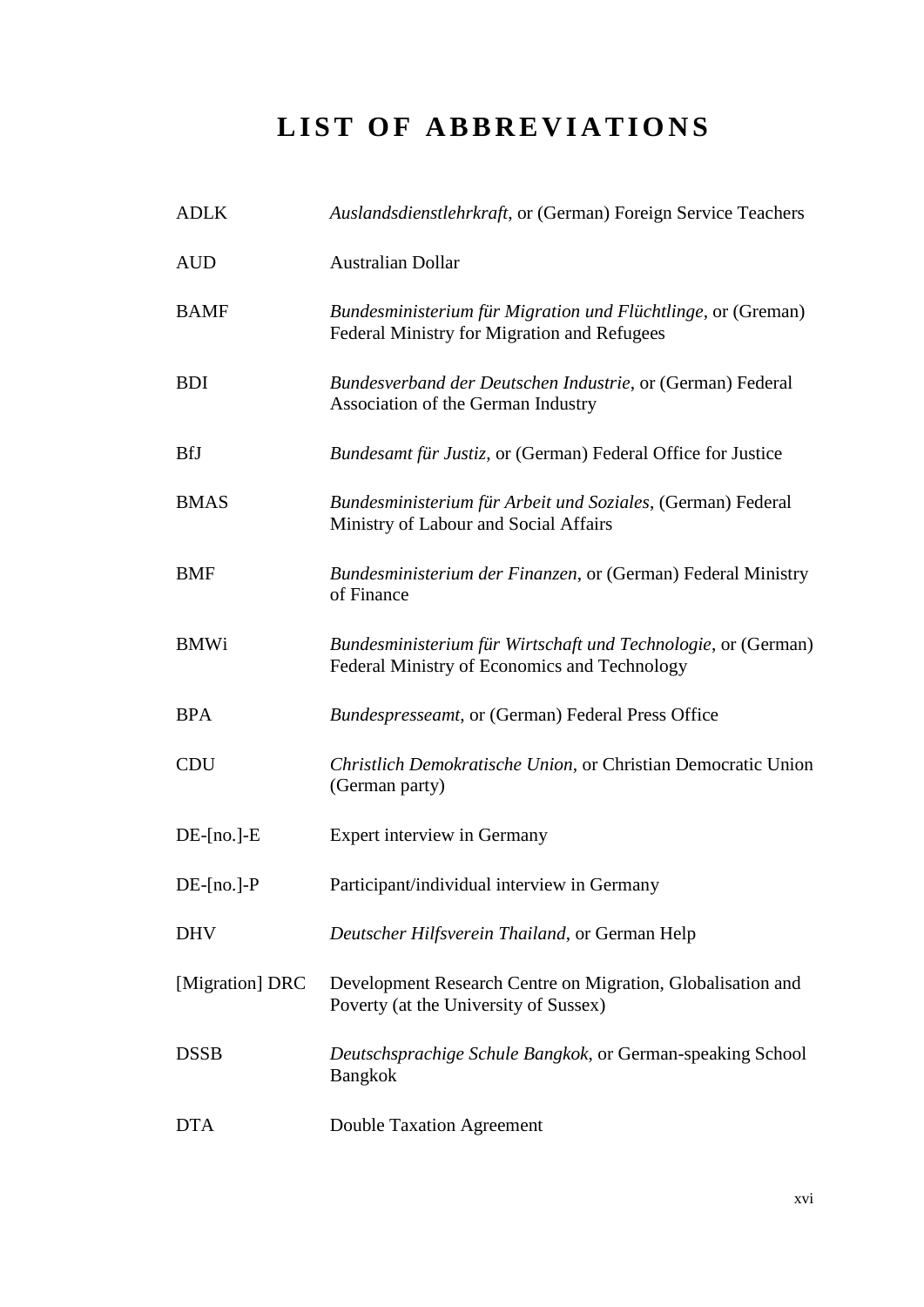# LIST OF ABBREVIATIONS

| | |
|---|---|
| ADLK | *Auslandsdienstlehrkraft*, or (German) Foreign Service Teachers |
| AUD | Australian Dollar |
| BAMF | *Bundesministerium für Migration und Flüchtlinge*, or (Greman) Federal Ministry for Migration and Refugees |
| BDI | *Bundesverband der Deutschen Industrie*, or (German) Federal Association of the German Industry |
| BfJ | *Bundesamt für Justiz*, or (German) Federal Office for Justice |
| BMAS | *Bundesministerium für Arbeit und Soziales*, (German) Federal Ministry of Labour and Social Affairs |
| BMF | *Bundesministerium der Finanzen*, or (German) Federal Ministry of Finance |
| BMWi | *Bundesministerium für Wirtschaft und Technologie*, or (German) Federal Ministry of Economics and Technology |
| BPA | *Bundespresseamt*, or (German) Federal Press Office |
| CDU | *Christlich Demokratische Union*, or Christian Democratic Union (German party) |
| DE-[no.]-E | Expert interview in Germany |
| DE-[no.]-P | Participant/individual interview in Germany |
| DHV | *Deutscher Hilfsverein Thailand*, or German Help |
| [Migration] DRC | Development Research Centre on Migration, Globalisation and Poverty (at the University of Sussex) |
| DSSB | *Deutschsprachige Schule Bangkok*, or German-speaking School Bangkok |
| DTA | Double Taxation Agreement |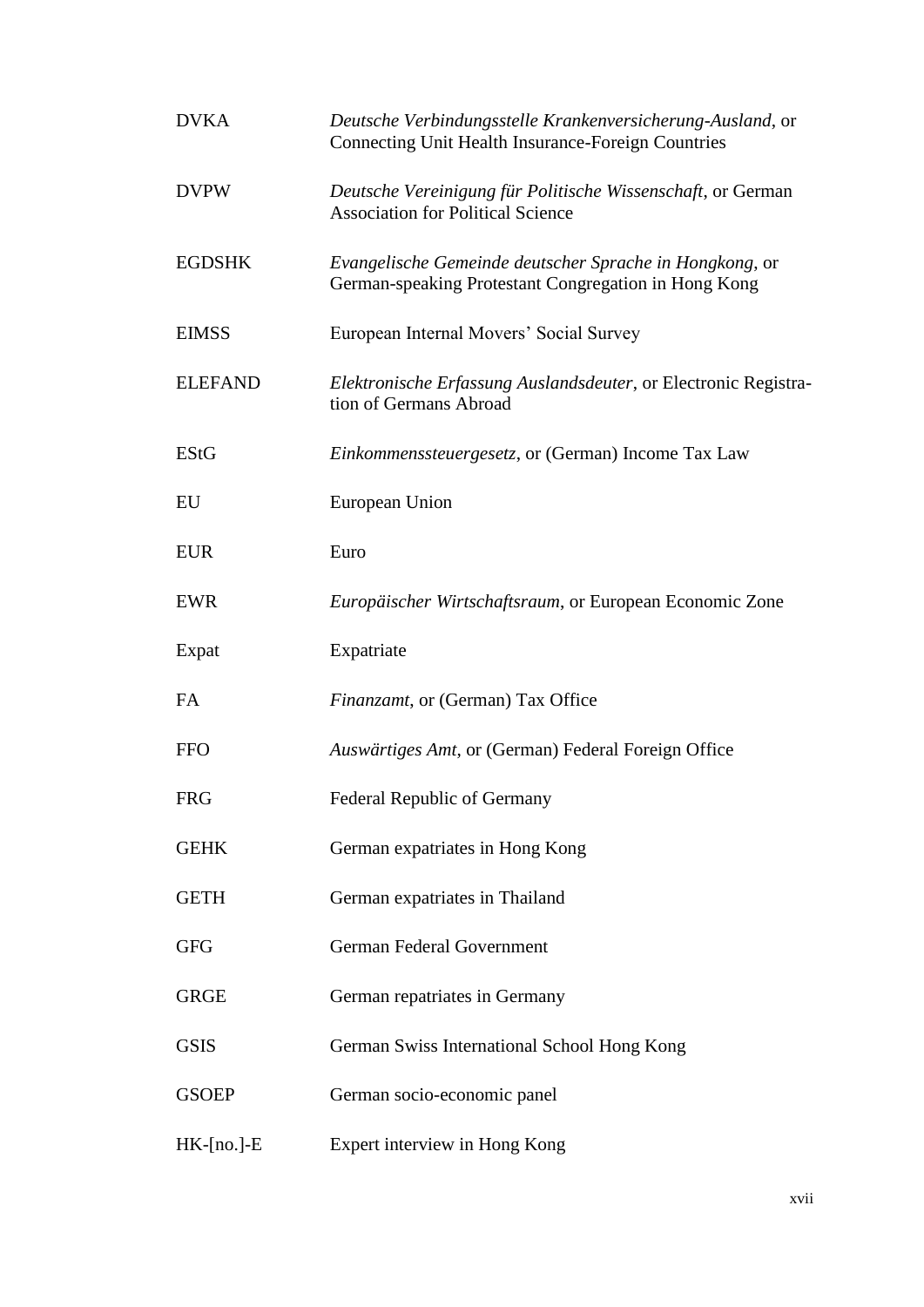| | |
|---|---|
| DVKA | *Deutsche Verbindungsstelle Krankenversicherung-Ausland*, or Connecting Unit Health Insurance-Foreign Countries |
| DVPW | *Deutsche Vereinigung für Politische Wissenschaft*, or German Association for Political Science |
| EGDSHK | *Evangelische Gemeinde deutscher Sprache in Hongkong*, or German-speaking Protestant Congregation in Hong Kong |
| EIMSS | European Internal Movers' Social Survey |
| ELEFAND | *Elektronische Erfassung Auslandsdeuter*, or Electronic Registration of Germans Abroad |
| EStG | *Einkommenssteuergesetz*, or (German) Income Tax Law |
| EU | European Union |
| EUR | Euro |
| EWR | *Europäischer Wirtschaftsraum*, or European Economic Zone |
| Expat | Expatriate |
| FA | *Finanzamt*, or (German) Tax Office |
| FFO | *Auswärtiges Amt*, or (German) Federal Foreign Office |
| FRG | Federal Republic of Germany |
| GEHK | German expatriates in Hong Kong |
| GETH | German expatriates in Thailand |
| GFG | German Federal Government |
| GRGE | German repatriates in Germany |
| GSIS | German Swiss International School Hong Kong |
| GSOEP | German socio-economic panel |
| HK-[no.]-E | Expert interview in Hong Kong |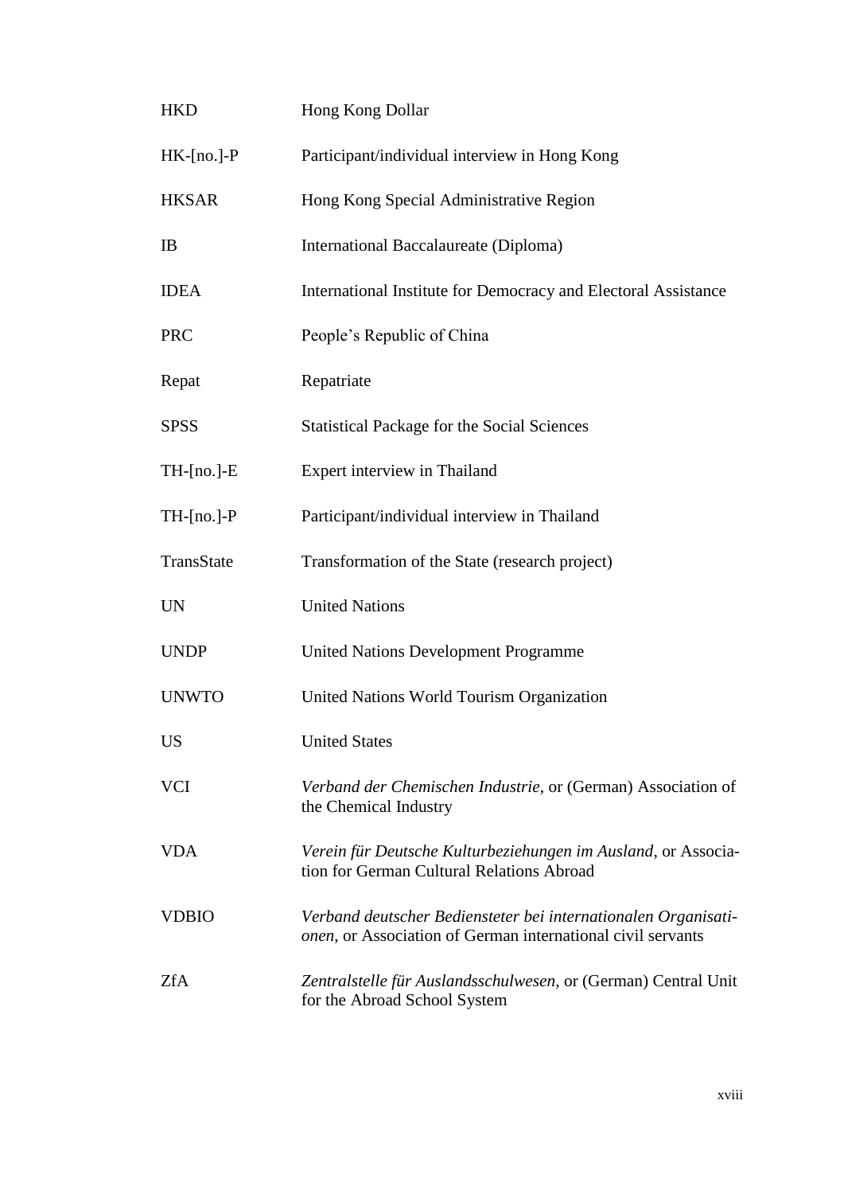| | |
|---|---|
| HKD | Hong Kong Dollar |
| HK-[no.]-P | Participant/individual interview in Hong Kong |
| HKSAR | Hong Kong Special Administrative Region |
| IB | International Baccalaureate (Diploma) |
| IDEA | International Institute for Democracy and Electoral Assistance |
| PRC | People's Republic of China |
| Repat | Repatriate |
| SPSS | Statistical Package for the Social Sciences |
| TH-[no.]-E | Expert interview in Thailand |
| TH-[no.]-P | Participant/individual interview in Thailand |
| TransState | Transformation of the State (research project) |
| UN | United Nations |
| UNDP | United Nations Development Programme |
| UNWTO | United Nations World Tourism Organization |
| US | United States |
| VCI | *Verband der Chemischen Industrie*, or (German) Association of the Chemical Industry |
| VDA | *Verein für Deutsche Kulturbeziehungen im Ausland*, or Association for German Cultural Relations Abroad |
| VDBIO | *Verband deutscher Bediensteter bei internationalen Organisationen*, or Association of German international civil servants |
| ZfA | *Zentralstelle für Auslandsschulwesen*, or (German) Central Unit for the Abroad School System |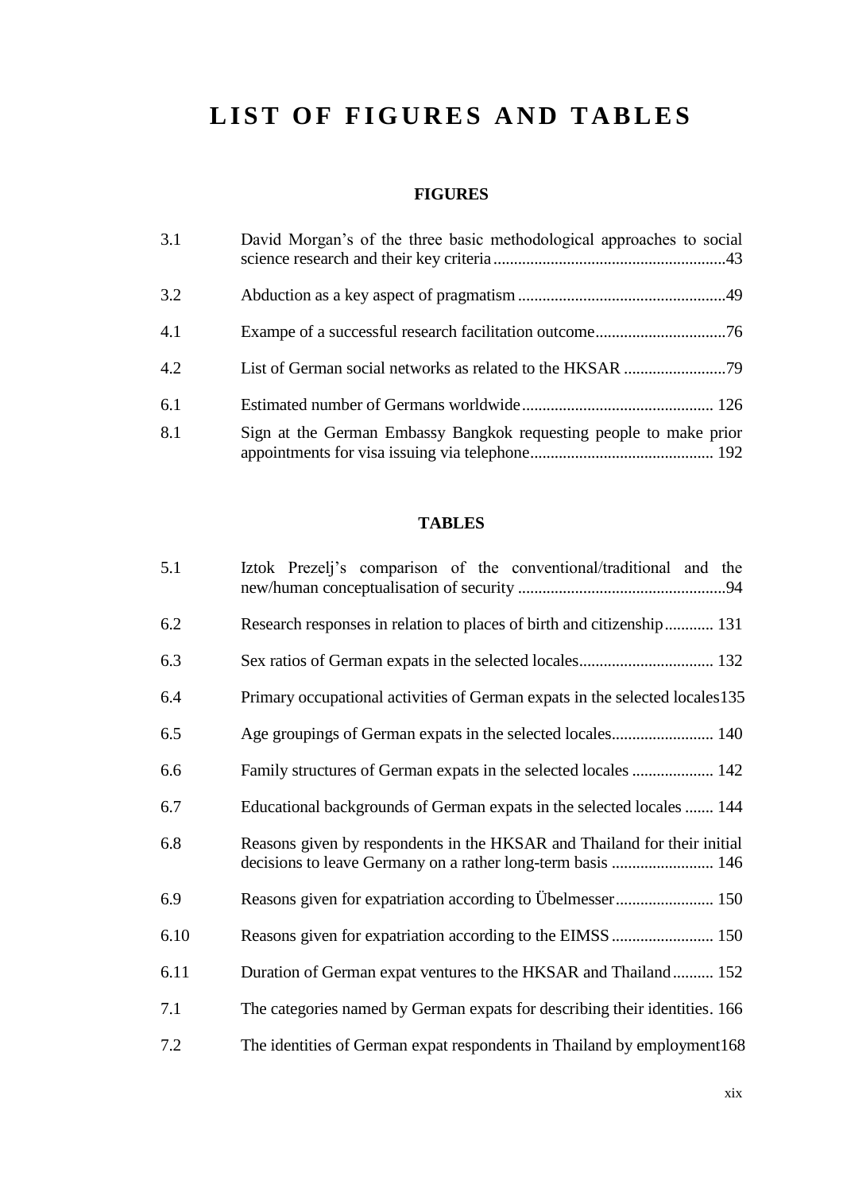# LIST OF FIGURES AND TABLES

## FIGURES

| | | |
|---|---|---|
| 3.1 | David Morgan's of the three basic methodological approaches to social science research and their key criteria | 43 |
| 3.2 | Abduction as a key aspect of pragmatism | 49 |
| 4.1 | Exampe of a successful research facilitation outcome | 76 |
| 4.2 | List of German social networks as related to the HKSAR | 79 |
| 6.1 | Estimated number of Germans worldwide | 126 |
| 8.1 | Sign at the German Embassy Bangkok requesting people to make prior appointments for visa issuing via telephone | 192 |

## TABLES

| | | |
|---|---|---|
| 5.1 | Iztok Prezelj's comparison of the conventional/traditional and the new/human conceptualisation of security | 94 |
| 6.2 | Research responses in relation to places of birth and citizenship | 131 |
| 6.3 | Sex ratios of German expats in the selected locales | 132 |
| 6.4 | Primary occupational activities of German expats in the selected locales | 135 |
| 6.5 | Age groupings of German expats in the selected locales | 140 |
| 6.6 | Family structures of German expats in the selected locales | 142 |
| 6.7 | Educational backgrounds of German expats in the selected locales | 144 |
| 6.8 | Reasons given by respondents in the HKSAR and Thailand for their initial decisions to leave Germany on a rather long-term basis | 146 |
| 6.9 | Reasons given for expatriation according to Übelmesser | 150 |
| 6.10 | Reasons given for expatriation according to the EIMSS | 150 |
| 6.11 | Duration of German expat ventures to the HKSAR and Thailand | 152 |
| 7.1 | The categories named by German expats for describing their identities | 166 |
| 7.2 | The identities of German expat respondents in Thailand by employment | 168 |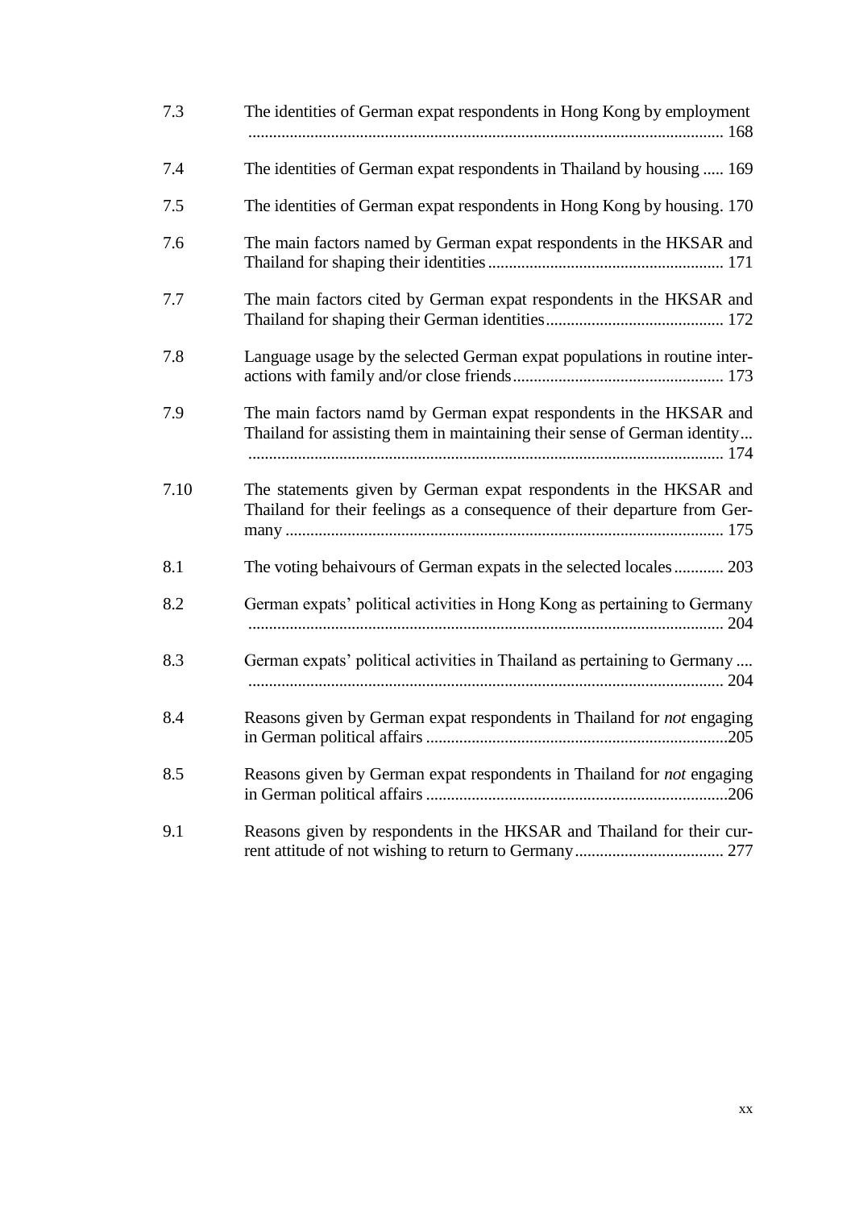| | | |
|---|---|---|
| 7.3 | The identities of German expat respondents in Hong Kong by employment | 168 |
| 7.4 | The identities of German expat respondents in Thailand by housing | 169 |
| 7.5 | The identities of German expat respondents in Hong Kong by housing | 170 |
| 7.6 | The main factors named by German expat respondents in the HKSAR and Thailand for shaping their identities | 171 |
| 7.7 | The main factors cited by German expat respondents in the HKSAR and Thailand for shaping their German identities | 172 |
| 7.8 | Language usage by the selected German expat populations in routine interactions with family and/or close friends | 173 |
| 7.9 | The main factors namd by German expat respondents in the HKSAR and Thailand for assisting them in maintaining their sense of German identity... | 174 |
| 7.10 | The statements given by German expat respondents in the HKSAR and Thailand for their feelings as a consequence of their departure from Germany | 175 |
| 8.1 | The voting behaivours of German expats in the selected locales | 203 |
| 8.2 | German expats' political activities in Hong Kong as pertaining to Germany | 204 |
| 8.3 | German expats' political activities in Thailand as pertaining to Germany .... | 204 |
| 8.4 | Reasons given by German expat respondents in Thailand for *not* engaging in German political affairs | 205 |
| 8.5 | Reasons given by German expat respondents in Thailand for *not* engaging in German political affairs | 206 |
| 9.1 | Reasons given by respondents in the HKSAR and Thailand for their current attitude of not wishing to return to Germany | 277 |